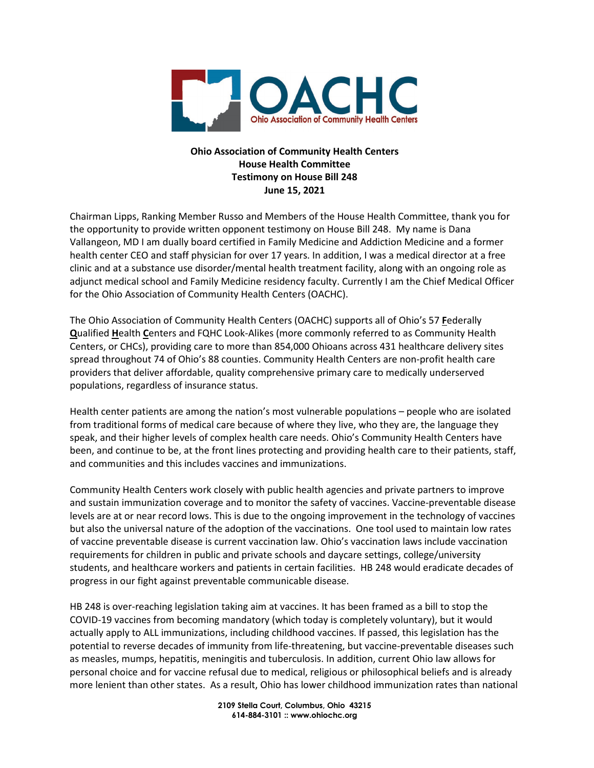**Ohio Association of Community Health Centers**
**House Health Committee**
**Testimony on House Bill 248**
**June 15, 2021**

Chairman Lipps, Ranking Member Russo and Members of the House Health Committee, thank you for the opportunity to provide written opponent testimony on House Bill 248. My name is Dana Vallangeon, MD I am dually board certified in Family Medicine and Addiction Medicine and a former health center CEO and staff physician for over 17 years. In addition, I was a medical director at a free clinic and at a substance use disorder/mental health treatment facility, along with an ongoing role as adjunct medical school and Family Medicine residency faculty. Currently I am the Chief Medical Officer for the Ohio Association of Community Health Centers (OACHC).

The Ohio Association of Community Health Centers (OACHC) supports all of Ohio's 57 **F**ederally **Q**ualified **H**ealth **C**enters and FQHC Look-Alikes (more commonly referred to as Community Health Centers, or CHCs), providing care to more than 854,000 Ohioans across 431 healthcare delivery sites spread throughout 74 of Ohio's 88 counties. Community Health Centers are non-profit health care providers that deliver affordable, quality comprehensive primary care to medically underserved populations, regardless of insurance status.

Health center patients are among the nation's most vulnerable populations – people who are isolated from traditional forms of medical care because of where they live, who they are, the language they speak, and their higher levels of complex health care needs. Ohio's Community Health Centers have been, and continue to be, at the front lines protecting and providing health care to their patients, staff, and communities and this includes vaccines and immunizations.

Community Health Centers work closely with public health agencies and private partners to improve and sustain immunization coverage and to monitor the safety of vaccines. Vaccine-preventable disease levels are at or near record lows. This is due to the ongoing improvement in the technology of vaccines but also the universal nature of the adoption of the vaccinations. One tool used to maintain low rates of vaccine preventable disease is current vaccination law. Ohio's vaccination laws include vaccination requirements for children in public and private schools and daycare settings, college/university students, and healthcare workers and patients in certain facilities. HB 248 would eradicate decades of progress in our fight against preventable communicable disease.

HB 248 is over-reaching legislation taking aim at vaccines. It has been framed as a bill to stop the COVID-19 vaccines from becoming mandatory (which today is completely voluntary), but it would actually apply to ALL immunizations, including childhood vaccines. If passed, this legislation has the potential to reverse decades of immunity from life-threatening, but vaccine-preventable diseases such as measles, mumps, hepatitis, meningitis and tuberculosis. In addition, current Ohio law allows for personal choice and for vaccine refusal due to medical, religious or philosophical beliefs and is already more lenient than other states. As a result, Ohio has lower childhood immunization rates than national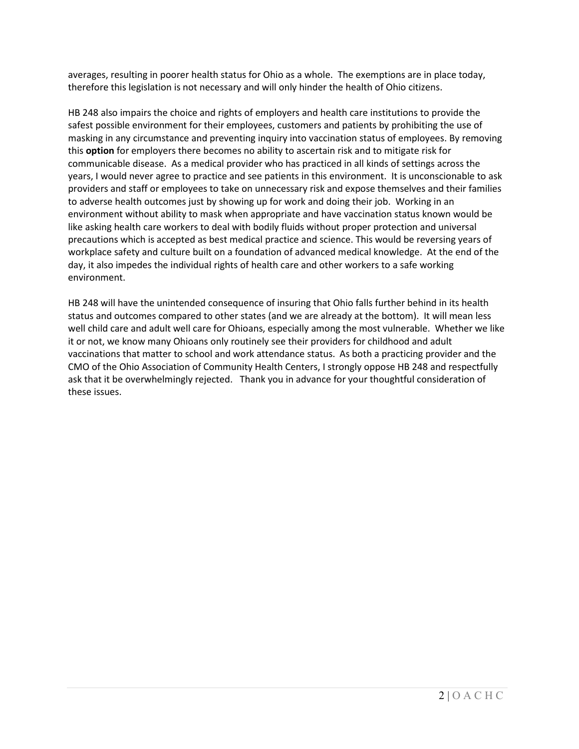averages, resulting in poorer health status for Ohio as a whole. The exemptions are in place today, therefore this legislation is not necessary and will only hinder the health of Ohio citizens.

HB 248 also impairs the choice and rights of employers and health care institutions to provide the safest possible environment for their employees, customers and patients by prohibiting the use of masking in any circumstance and preventing inquiry into vaccination status of employees. By removing this **option** for employers there becomes no ability to ascertain risk and to mitigate risk for communicable disease. As a medical provider who has practiced in all kinds of settings across the years, I would never agree to practice and see patients in this environment. It is unconscionable to ask providers and staff or employees to take on unnecessary risk and expose themselves and their families to adverse health outcomes just by showing up for work and doing their job. Working in an environment without ability to mask when appropriate and have vaccination status known would be like asking health care workers to deal with bodily fluids without proper protection and universal precautions which is accepted as best medical practice and science. This would be reversing years of workplace safety and culture built on a foundation of advanced medical knowledge. At the end of the day, it also impedes the individual rights of health care and other workers to a safe working environment.

HB 248 will have the unintended consequence of insuring that Ohio falls further behind in its health status and outcomes compared to other states (and we are already at the bottom). It will mean less well child care and adult well care for Ohioans, especially among the most vulnerable. Whether we like it or not, we know many Ohioans only routinely see their providers for childhood and adult vaccinations that matter to school and work attendance status. As both a practicing provider and the CMO of the Ohio Association of Community Health Centers, I strongly oppose HB 248 and respectfully ask that it be overwhelmingly rejected. Thank you in advance for your thoughtful consideration of these issues.